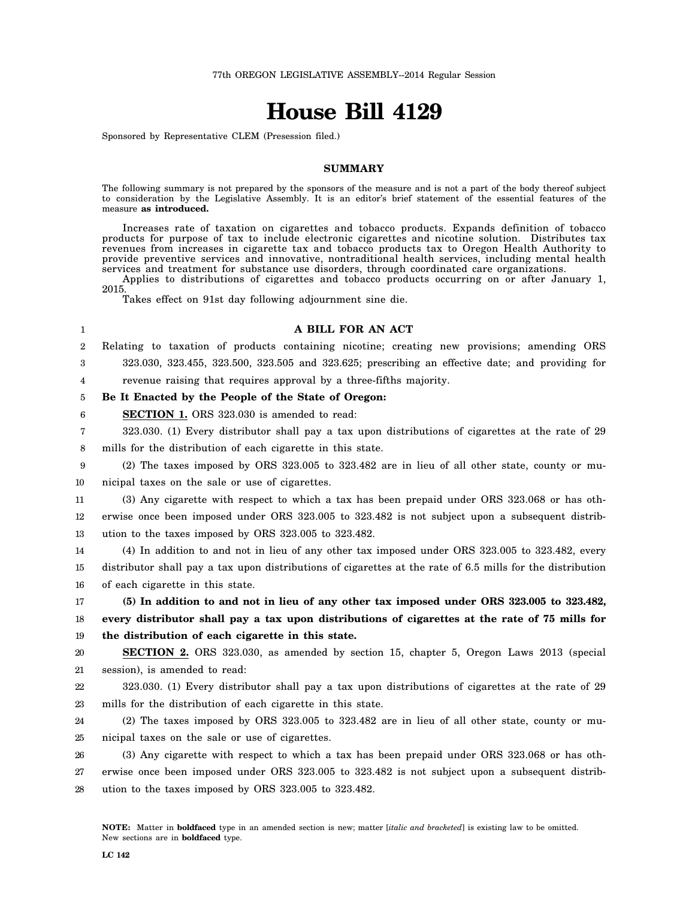77th OREGON LEGISLATIVE ASSEMBLY--2014 Regular Session

# House Bill 4129

Sponsored by Representative CLEM (Presession filed.)

## SUMMARY

The following summary is not prepared by the sponsors of the measure and is not a part of the body thereof subject to consideration by the Legislative Assembly. It is an editor's brief statement of the essential features of the measure **as introduced.**

Increases rate of taxation on cigarettes and tobacco products. Expands definition of tobacco products for purpose of tax to include electronic cigarettes and nicotine solution. Distributes tax revenues from increases in cigarette tax and tobacco products tax to Oregon Health Authority to provide preventive services and innovative, nontraditional health services, including mental health services and treatment for substance use disorders, through coordinated care organizations.

Applies to distributions of cigarettes and tobacco products occurring on or after January 1, 2015.

Takes effect on 91st day following adjournment sine die.

**A BILL FOR AN ACT**

Relating to taxation of products containing nicotine; creating new provisions; amending ORS 323.030, 323.455, 323.500, 323.505 and 323.625; prescribing an effective date; and providing for revenue raising that requires approval by a three-fifths majority.

**Be It Enacted by the People of the State of Oregon:**

**SECTION 1.** ORS 323.030 is amended to read:

323.030. (1) Every distributor shall pay a tax upon distributions of cigarettes at the rate of 29 mills for the distribution of each cigarette in this state.

(2) The taxes imposed by ORS 323.005 to 323.482 are in lieu of all other state, county or municipal taxes on the sale or use of cigarettes.

(3) Any cigarette with respect to which a tax has been prepaid under ORS 323.068 or has otherwise once been imposed under ORS 323.005 to 323.482 is not subject upon a subsequent distribution to the taxes imposed by ORS 323.005 to 323.482.

(4) In addition to and not in lieu of any other tax imposed under ORS 323.005 to 323.482, every distributor shall pay a tax upon distributions of cigarettes at the rate of 6.5 mills for the distribution of each cigarette in this state.

**(5) In addition to and not in lieu of any other tax imposed under ORS 323.005 to 323.482, every distributor shall pay a tax upon distributions of cigarettes at the rate of 75 mills for the distribution of each cigarette in this state.**

**SECTION 2.** ORS 323.030, as amended by section 15, chapter 5, Oregon Laws 2013 (special session), is amended to read:

323.030. (1) Every distributor shall pay a tax upon distributions of cigarettes at the rate of 29 mills for the distribution of each cigarette in this state.

(2) The taxes imposed by ORS 323.005 to 323.482 are in lieu of all other state, county or municipal taxes on the sale or use of cigarettes.

(3) Any cigarette with respect to which a tax has been prepaid under ORS 323.068 or has otherwise once been imposed under ORS 323.005 to 323.482 is not subject upon a subsequent distribution to the taxes imposed by ORS 323.005 to 323.482.

**NOTE:** Matter in **boldfaced** type in an amended section is new; matter [*italic and bracketed*] is existing law to be omitted. New sections are in **boldfaced** type.

**LC 142**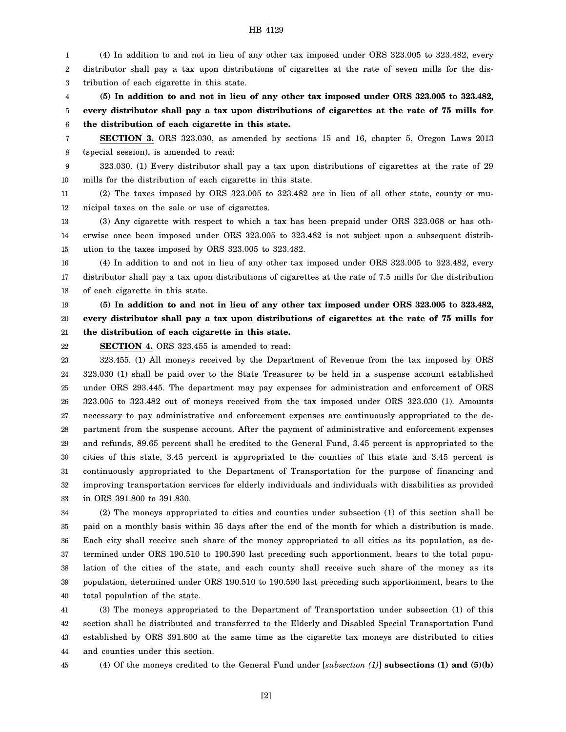(4) In addition to and not in lieu of any other tax imposed under ORS 323.005 to 323.482, every distributor shall pay a tax upon distributions of cigarettes at the rate of seven mills for the distribution of each cigarette in this state.

**(5) In addition to and not in lieu of any other tax imposed under ORS 323.005 to 323.482, every distributor shall pay a tax upon distributions of cigarettes at the rate of 75 mills for the distribution of each cigarette in this state.**

**SECTION 3.** ORS 323.030, as amended by sections 15 and 16, chapter 5, Oregon Laws 2013 (special session), is amended to read:

323.030. (1) Every distributor shall pay a tax upon distributions of cigarettes at the rate of 29 mills for the distribution of each cigarette in this state.

(2) The taxes imposed by ORS 323.005 to 323.482 are in lieu of all other state, county or municipal taxes on the sale or use of cigarettes.

(3) Any cigarette with respect to which a tax has been prepaid under ORS 323.068 or has otherwise once been imposed under ORS 323.005 to 323.482 is not subject upon a subsequent distribution to the taxes imposed by ORS 323.005 to 323.482.

(4) In addition to and not in lieu of any other tax imposed under ORS 323.005 to 323.482, every distributor shall pay a tax upon distributions of cigarettes at the rate of 7.5 mills for the distribution of each cigarette in this state.

**(5) In addition to and not in lieu of any other tax imposed under ORS 323.005 to 323.482, every distributor shall pay a tax upon distributions of cigarettes at the rate of 75 mills for the distribution of each cigarette in this state.**

**SECTION 4.** ORS 323.455 is amended to read:

323.455. (1) All moneys received by the Department of Revenue from the tax imposed by ORS 323.030 (1) shall be paid over to the State Treasurer to be held in a suspense account established under ORS 293.445. The department may pay expenses for administration and enforcement of ORS 323.005 to 323.482 out of moneys received from the tax imposed under ORS 323.030 (1). Amounts necessary to pay administrative and enforcement expenses are continuously appropriated to the department from the suspense account. After the payment of administrative and enforcement expenses and refunds, 89.65 percent shall be credited to the General Fund, 3.45 percent is appropriated to the cities of this state, 3.45 percent is appropriated to the counties of this state and 3.45 percent is continuously appropriated to the Department of Transportation for the purpose of financing and improving transportation services for elderly individuals and individuals with disabilities as provided in ORS 391.800 to 391.830.

(2) The moneys appropriated to cities and counties under subsection (1) of this section shall be paid on a monthly basis within 35 days after the end of the month for which a distribution is made. Each city shall receive such share of the money appropriated to all cities as its population, as determined under ORS 190.510 to 190.590 last preceding such apportionment, bears to the total population of the cities of the state, and each county shall receive such share of the money as its population, determined under ORS 190.510 to 190.590 last preceding such apportionment, bears to the total population of the state.

(3) The moneys appropriated to the Department of Transportation under subsection (1) of this section shall be distributed and transferred to the Elderly and Disabled Special Transportation Fund established by ORS 391.800 at the same time as the cigarette tax moneys are distributed to cities and counties under this section.

(4) Of the moneys credited to the General Fund under [*subsection (1)*] **subsections (1) and (5)(b)**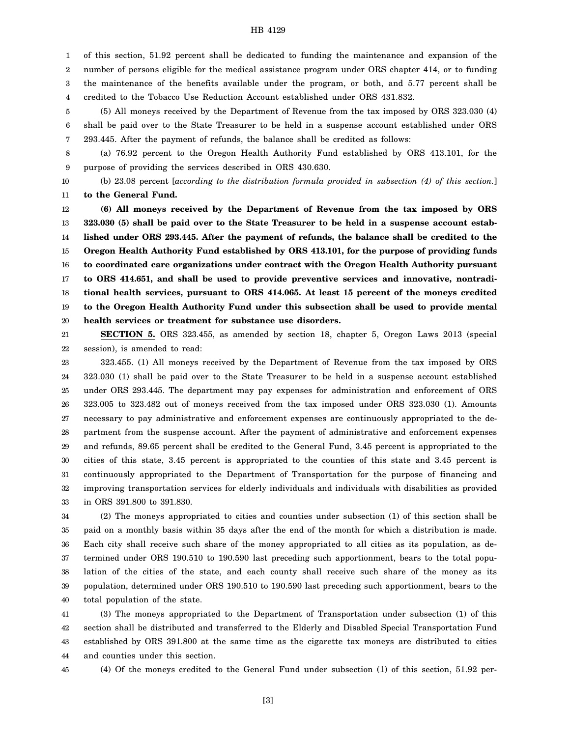of this section, 51.92 percent shall be dedicated to funding the maintenance and expansion of the number of persons eligible for the medical assistance program under ORS chapter 414, or to funding the maintenance of the benefits available under the program, or both, and 5.77 percent shall be credited to the Tobacco Use Reduction Account established under ORS 431.832.

(5) All moneys received by the Department of Revenue from the tax imposed by ORS 323.030 (4) shall be paid over to the State Treasurer to be held in a suspense account established under ORS 293.445. After the payment of refunds, the balance shall be credited as follows:

(a) 76.92 percent to the Oregon Health Authority Fund established by ORS 413.101, for the purpose of providing the services described in ORS 430.630.

(b) 23.08 percent [*according to the distribution formula provided in subsection (4) of this section.*] **to the General Fund.**

**(6) All moneys received by the Department of Revenue from the tax imposed by ORS 323.030 (5) shall be paid over to the State Treasurer to be held in a suspense account established under ORS 293.445. After the payment of refunds, the balance shall be credited to the Oregon Health Authority Fund established by ORS 413.101, for the purpose of providing funds to coordinated care organizations under contract with the Oregon Health Authority pursuant to ORS 414.651, and shall be used to provide preventive services and innovative, nontraditional health services, pursuant to ORS 414.065. At least 15 percent of the moneys credited to the Oregon Health Authority Fund under this subsection shall be used to provide mental health services or treatment for substance use disorders.**

**SECTION 5.** ORS 323.455, as amended by section 18, chapter 5, Oregon Laws 2013 (special session), is amended to read:

323.455. (1) All moneys received by the Department of Revenue from the tax imposed by ORS 323.030 (1) shall be paid over to the State Treasurer to be held in a suspense account established under ORS 293.445. The department may pay expenses for administration and enforcement of ORS 323.005 to 323.482 out of moneys received from the tax imposed under ORS 323.030 (1). Amounts necessary to pay administrative and enforcement expenses are continuously appropriated to the department from the suspense account. After the payment of administrative and enforcement expenses and refunds, 89.65 percent shall be credited to the General Fund, 3.45 percent is appropriated to the cities of this state, 3.45 percent is appropriated to the counties of this state and 3.45 percent is continuously appropriated to the Department of Transportation for the purpose of financing and improving transportation services for elderly individuals and individuals with disabilities as provided in ORS 391.800 to 391.830.

(2) The moneys appropriated to cities and counties under subsection (1) of this section shall be paid on a monthly basis within 35 days after the end of the month for which a distribution is made. Each city shall receive such share of the money appropriated to all cities as its population, as determined under ORS 190.510 to 190.590 last preceding such apportionment, bears to the total population of the cities of the state, and each county shall receive such share of the money as its population, determined under ORS 190.510 to 190.590 last preceding such apportionment, bears to the total population of the state.

(3) The moneys appropriated to the Department of Transportation under subsection (1) of this section shall be distributed and transferred to the Elderly and Disabled Special Transportation Fund established by ORS 391.800 at the same time as the cigarette tax moneys are distributed to cities and counties under this section.

(4) Of the moneys credited to the General Fund under subsection (1) of this section, 51.92 per-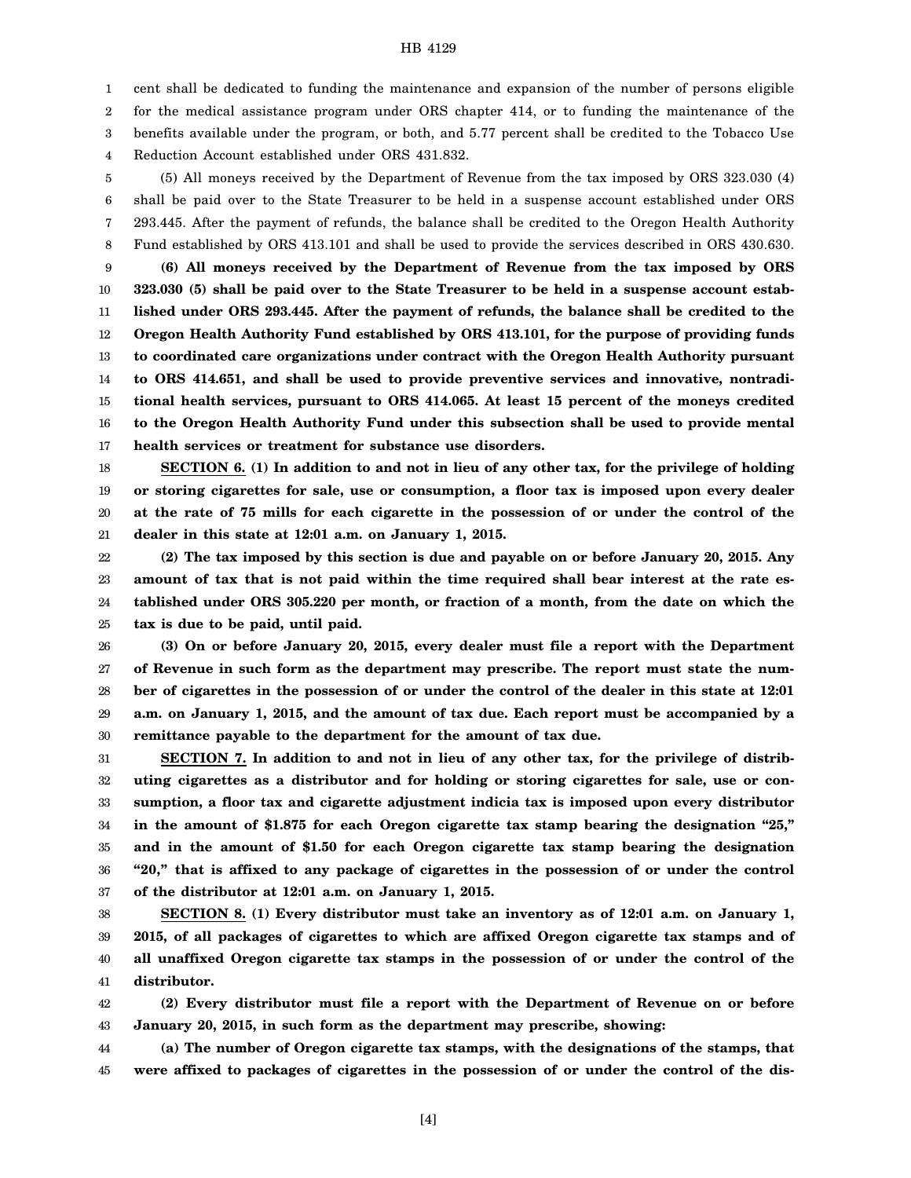cent shall be dedicated to funding the maintenance and expansion of the number of persons eligible for the medical assistance program under ORS chapter 414, or to funding the maintenance of the benefits available under the program, or both, and 5.77 percent shall be credited to the Tobacco Use Reduction Account established under ORS 431.832.

(5) All moneys received by the Department of Revenue from the tax imposed by ORS 323.030 (4) shall be paid over to the State Treasurer to be held in a suspense account established under ORS 293.445. After the payment of refunds, the balance shall be credited to the Oregon Health Authority Fund established by ORS 413.101 and shall be used to provide the services described in ORS 430.630.

**(6) All moneys received by the Department of Revenue from the tax imposed by ORS 323.030 (5) shall be paid over to the State Treasurer to be held in a suspense account established under ORS 293.445. After the payment of refunds, the balance shall be credited to the Oregon Health Authority Fund established by ORS 413.101, for the purpose of providing funds to coordinated care organizations under contract with the Oregon Health Authority pursuant to ORS 414.651, and shall be used to provide preventive services and innovative, nontraditional health services, pursuant to ORS 414.065. At least 15 percent of the moneys credited to the Oregon Health Authority Fund under this subsection shall be used to provide mental health services or treatment for substance use disorders.**

**SECTION 6. (1) In addition to and not in lieu of any other tax, for the privilege of holding or storing cigarettes for sale, use or consumption, a floor tax is imposed upon every dealer at the rate of 75 mills for each cigarette in the possession of or under the control of the dealer in this state at 12:01 a.m. on January 1, 2015.**

**(2) The tax imposed by this section is due and payable on or before January 20, 2015. Any amount of tax that is not paid within the time required shall bear interest at the rate established under ORS 305.220 per month, or fraction of a month, from the date on which the tax is due to be paid, until paid.**

**(3) On or before January 20, 2015, every dealer must file a report with the Department of Revenue in such form as the department may prescribe. The report must state the number of cigarettes in the possession of or under the control of the dealer in this state at 12:01 a.m. on January 1, 2015, and the amount of tax due. Each report must be accompanied by a remittance payable to the department for the amount of tax due.**

**SECTION 7. In addition to and not in lieu of any other tax, for the privilege of distributing cigarettes as a distributor and for holding or storing cigarettes for sale, use or consumption, a floor tax and cigarette adjustment indicia tax is imposed upon every distributor in the amount of $1.875 for each Oregon cigarette tax stamp bearing the designation "25," and in the amount of $1.50 for each Oregon cigarette tax stamp bearing the designation "20," that is affixed to any package of cigarettes in the possession of or under the control of the distributor at 12:01 a.m. on January 1, 2015.**

**SECTION 8. (1) Every distributor must take an inventory as of 12:01 a.m. on January 1, 2015, of all packages of cigarettes to which are affixed Oregon cigarette tax stamps and of all unaffixed Oregon cigarette tax stamps in the possession of or under the control of the distributor.**

**(2) Every distributor must file a report with the Department of Revenue on or before January 20, 2015, in such form as the department may prescribe, showing:**

**(a) The number of Oregon cigarette tax stamps, with the designations of the stamps, that were affixed to packages of cigarettes in the possession of or under the control of the dis-**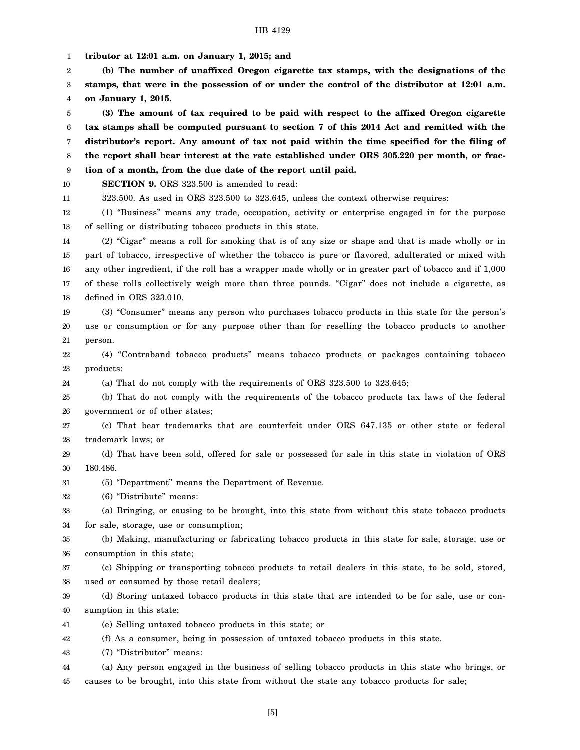**tributor at 12:01 a.m. on January 1, 2015; and**

**(b) The number of unaffixed Oregon cigarette tax stamps, with the designations of the stamps, that were in the possession of or under the control of the distributor at 12:01 a.m. on January 1, 2015.**

**(3) The amount of tax required to be paid with respect to the affixed Oregon cigarette tax stamps shall be computed pursuant to section 7 of this 2014 Act and remitted with the distributor's report. Any amount of tax not paid within the time specified for the filing of the report shall bear interest at the rate established under ORS 305.220 per month, or fraction of a month, from the due date of the report until paid.**

**SECTION 9.** ORS 323.500 is amended to read:

323.500. As used in ORS 323.500 to 323.645, unless the context otherwise requires:

(1) "Business" means any trade, occupation, activity or enterprise engaged in for the purpose of selling or distributing tobacco products in this state.

(2) "Cigar" means a roll for smoking that is of any size or shape and that is made wholly or in part of tobacco, irrespective of whether the tobacco is pure or flavored, adulterated or mixed with any other ingredient, if the roll has a wrapper made wholly or in greater part of tobacco and if 1,000 of these rolls collectively weigh more than three pounds. "Cigar" does not include a cigarette, as defined in ORS 323.010.

(3) "Consumer" means any person who purchases tobacco products in this state for the person's use or consumption or for any purpose other than for reselling the tobacco products to another person.

(4) "Contraband tobacco products" means tobacco products or packages containing tobacco products:

(a) That do not comply with the requirements of ORS 323.500 to 323.645;

(b) That do not comply with the requirements of the tobacco products tax laws of the federal government or of other states;

(c) That bear trademarks that are counterfeit under ORS 647.135 or other state or federal trademark laws; or

(d) That have been sold, offered for sale or possessed for sale in this state in violation of ORS 180.486.

(5) "Department" means the Department of Revenue.

(6) "Distribute" means:

(a) Bringing, or causing to be brought, into this state from without this state tobacco products for sale, storage, use or consumption;

(b) Making, manufacturing or fabricating tobacco products in this state for sale, storage, use or consumption in this state;

(c) Shipping or transporting tobacco products to retail dealers in this state, to be sold, stored, used or consumed by those retail dealers;

(d) Storing untaxed tobacco products in this state that are intended to be for sale, use or consumption in this state;

(e) Selling untaxed tobacco products in this state; or

(f) As a consumer, being in possession of untaxed tobacco products in this state.

(7) "Distributor" means:

(a) Any person engaged in the business of selling tobacco products in this state who brings, or causes to be brought, into this state from without the state any tobacco products for sale;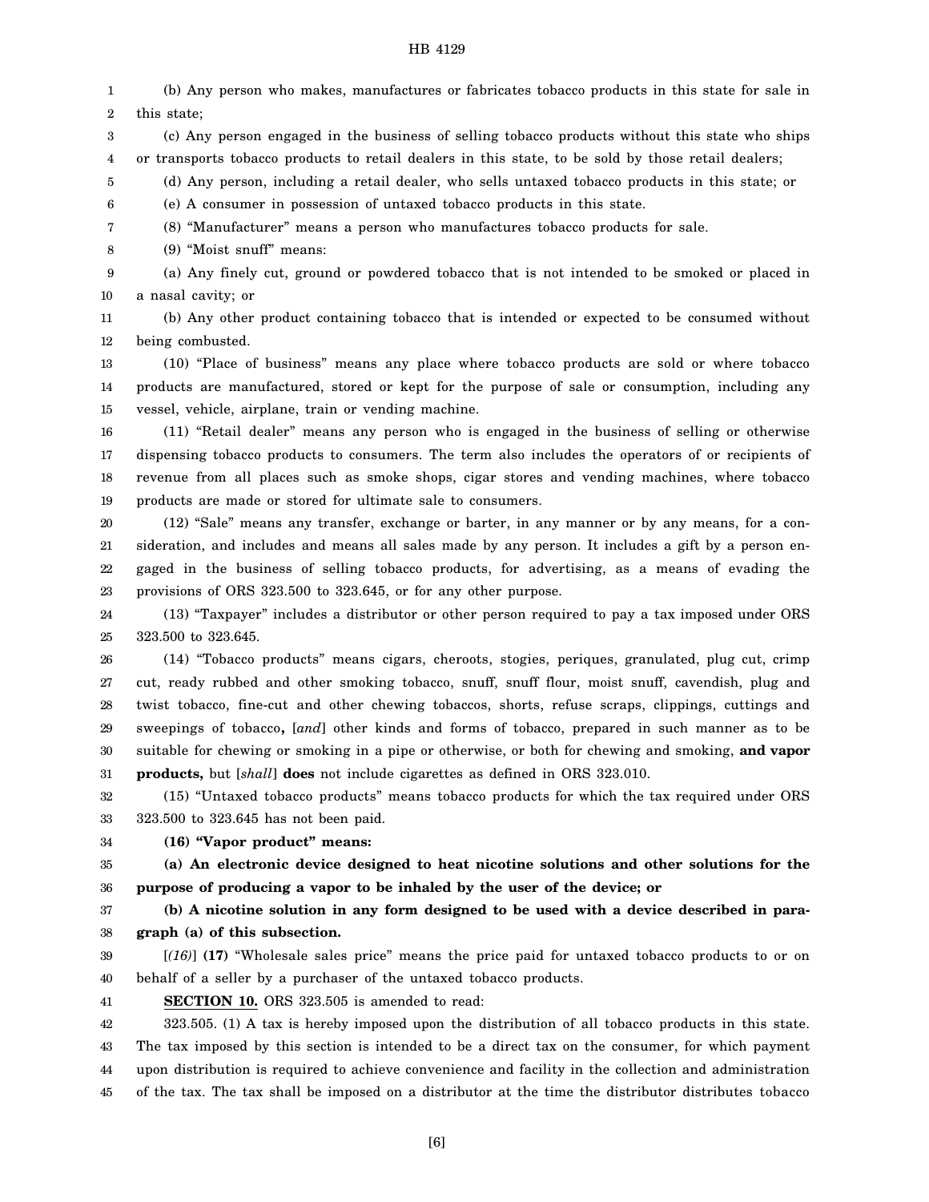(b) Any person who makes, manufactures or fabricates tobacco products in this state for sale in this state;

(c) Any person engaged in the business of selling tobacco products without this state who ships or transports tobacco products to retail dealers in this state, to be sold by those retail dealers;

(d) Any person, including a retail dealer, who sells untaxed tobacco products in this state; or

(e) A consumer in possession of untaxed tobacco products in this state.

(8) "Manufacturer" means a person who manufactures tobacco products for sale.

(9) "Moist snuff" means:

(a) Any finely cut, ground or powdered tobacco that is not intended to be smoked or placed in a nasal cavity; or

(b) Any other product containing tobacco that is intended or expected to be consumed without being combusted.

(10) "Place of business" means any place where tobacco products are sold or where tobacco products are manufactured, stored or kept for the purpose of sale or consumption, including any vessel, vehicle, airplane, train or vending machine.

(11) "Retail dealer" means any person who is engaged in the business of selling or otherwise dispensing tobacco products to consumers. The term also includes the operators of or recipients of revenue from all places such as smoke shops, cigar stores and vending machines, where tobacco products are made or stored for ultimate sale to consumers.

(12) "Sale" means any transfer, exchange or barter, in any manner or by any means, for a consideration, and includes and means all sales made by any person. It includes a gift by a person engaged in the business of selling tobacco products, for advertising, as a means of evading the provisions of ORS 323.500 to 323.645, or for any other purpose.

(13) "Taxpayer" includes a distributor or other person required to pay a tax imposed under ORS 323.500 to 323.645.

(14) "Tobacco products" means cigars, cheroots, stogies, periques, granulated, plug cut, crimp cut, ready rubbed and other smoking tobacco, snuff, snuff flour, moist snuff, cavendish, plug and twist tobacco, fine-cut and other chewing tobaccos, shorts, refuse scraps, clippings, cuttings and sweepings of tobacco**,** [*and*] other kinds and forms of tobacco, prepared in such manner as to be suitable for chewing or smoking in a pipe or otherwise, or both for chewing and smoking, **and vapor products,** but [*shall*] **does** not include cigarettes as defined in ORS 323.010.

(15) "Untaxed tobacco products" means tobacco products for which the tax required under ORS 323.500 to 323.645 has not been paid.

**(16) "Vapor product" means:**

**(a) An electronic device designed to heat nicotine solutions and other solutions for the purpose of producing a vapor to be inhaled by the user of the device; or**

**(b) A nicotine solution in any form designed to be used with a device described in paragraph (a) of this subsection.**

[*(16)*] **(17)** "Wholesale sales price" means the price paid for untaxed tobacco products to or on behalf of a seller by a purchaser of the untaxed tobacco products.

**SECTION 10.** ORS 323.505 is amended to read:

323.505. (1) A tax is hereby imposed upon the distribution of all tobacco products in this state. The tax imposed by this section is intended to be a direct tax on the consumer, for which payment upon distribution is required to achieve convenience and facility in the collection and administration of the tax. The tax shall be imposed on a distributor at the time the distributor distributes tobacco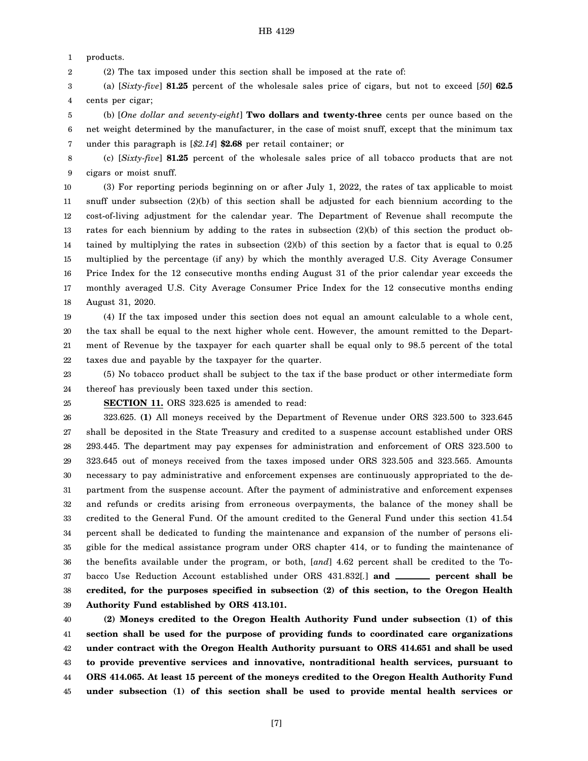products.

(2) The tax imposed under this section shall be imposed at the rate of:

(a) [*Sixty-five*] **81.25** percent of the wholesale sales price of cigars, but not to exceed [*50*] **62.5** cents per cigar;

(b) [*One dollar and seventy-eight*] **Two dollars and twenty-three** cents per ounce based on the net weight determined by the manufacturer, in the case of moist snuff, except that the minimum tax under this paragraph is [*$2.14*] **$2.68** per retail container; or

(c) [*Sixty-five*] **81.25** percent of the wholesale sales price of all tobacco products that are not cigars or moist snuff.

(3) For reporting periods beginning on or after July 1, 2022, the rates of tax applicable to moist snuff under subsection (2)(b) of this section shall be adjusted for each biennium according to the cost-of-living adjustment for the calendar year. The Department of Revenue shall recompute the rates for each biennium by adding to the rates in subsection (2)(b) of this section the product obtained by multiplying the rates in subsection (2)(b) of this section by a factor that is equal to 0.25 multiplied by the percentage (if any) by which the monthly averaged U.S. City Average Consumer Price Index for the 12 consecutive months ending August 31 of the prior calendar year exceeds the monthly averaged U.S. City Average Consumer Price Index for the 12 consecutive months ending August 31, 2020.

(4) If the tax imposed under this section does not equal an amount calculable to a whole cent, the tax shall be equal to the next higher whole cent. However, the amount remitted to the Department of Revenue by the taxpayer for each quarter shall be equal only to 98.5 percent of the total taxes due and payable by the taxpayer for the quarter.

(5) No tobacco product shall be subject to the tax if the base product or other intermediate form thereof has previously been taxed under this section.

**SECTION 11.** ORS 323.625 is amended to read:

323.625. **(1)** All moneys received by the Department of Revenue under ORS 323.500 to 323.645 shall be deposited in the State Treasury and credited to a suspense account established under ORS 293.445. The department may pay expenses for administration and enforcement of ORS 323.500 to 323.645 out of moneys received from the taxes imposed under ORS 323.505 and 323.565. Amounts necessary to pay administrative and enforcement expenses are continuously appropriated to the department from the suspense account. After the payment of administrative and enforcement expenses and refunds or credits arising from erroneous overpayments, the balance of the money shall be credited to the General Fund. Of the amount credited to the General Fund under this section 41.54 percent shall be dedicated to funding the maintenance and expansion of the number of persons eligible for the medical assistance program under ORS chapter 414, or to funding the maintenance of the benefits available under the program, or both, [*and*] 4.62 percent shall be credited to the Tobacco Use Reduction Account established under ORS 431.832[*.*] **and \_\_\_\_\_\_\_ percent shall be credited, for the purposes specified in subsection (2) of this section, to the Oregon Health Authority Fund established by ORS 413.101.**

**(2) Moneys credited to the Oregon Health Authority Fund under subsection (1) of this section shall be used for the purpose of providing funds to coordinated care organizations under contract with the Oregon Health Authority pursuant to ORS 414.651 and shall be used to provide preventive services and innovative, nontraditional health services, pursuant to ORS 414.065. At least 15 percent of the moneys credited to the Oregon Health Authority Fund under subsection (1) of this section shall be used to provide mental health services or**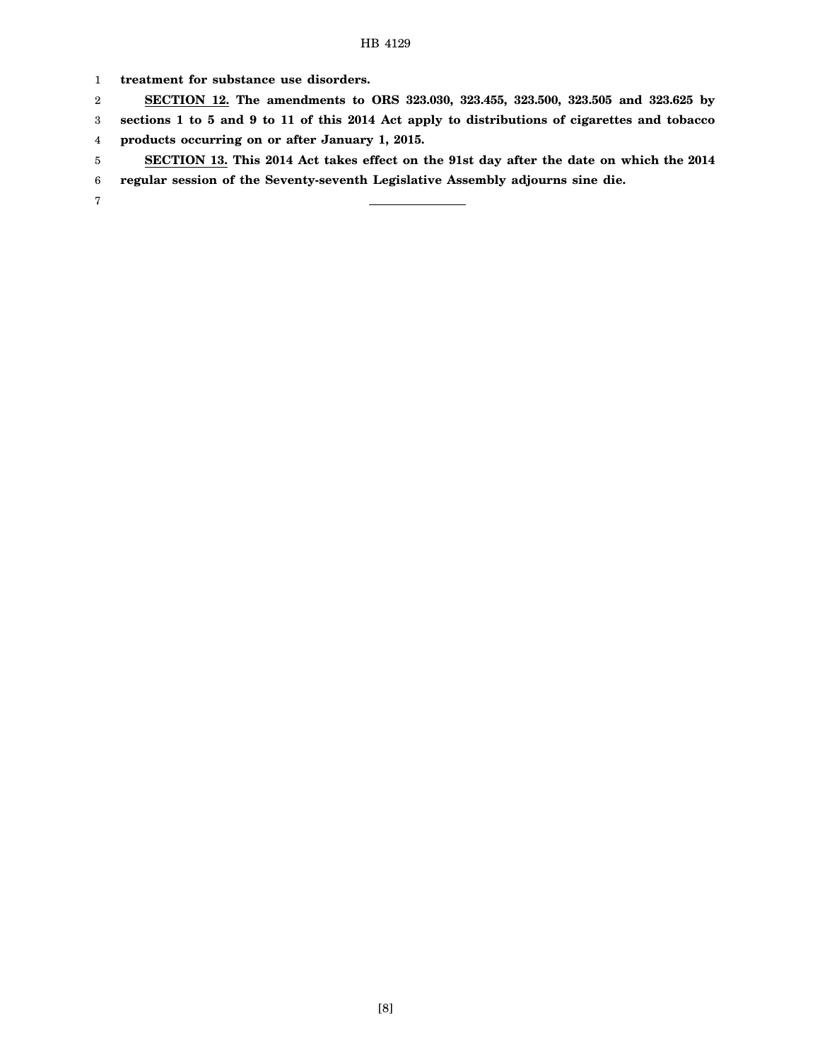**treatment for substance use disorders.**

**SECTION 12. The amendments to ORS 323.030, 323.455, 323.500, 323.505 and 323.625 by sections 1 to 5 and 9 to 11 of this 2014 Act apply to distributions of cigarettes and tobacco products occurring on or after January 1, 2015.**

**SECTION 13. This 2014 Act takes effect on the 91st day after the date on which the 2014 regular session of the Seventy-seventh Legislative Assembly adjourns sine die.**